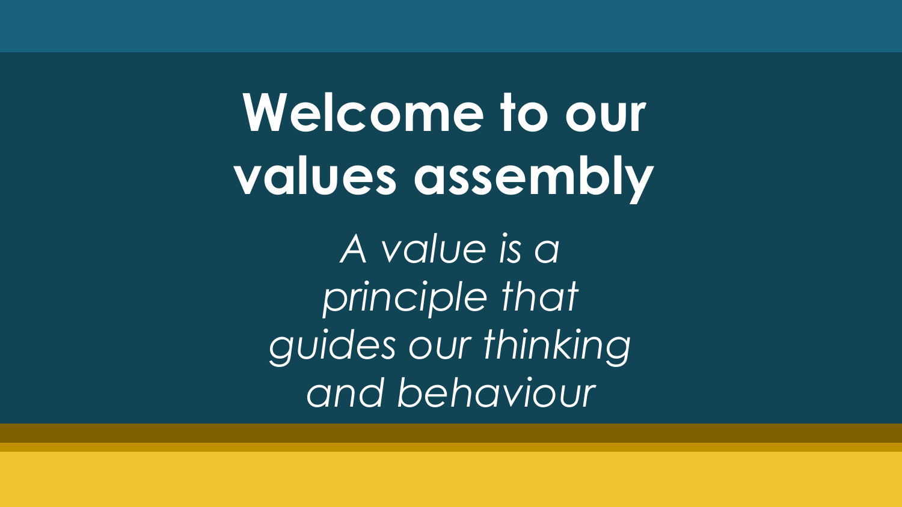# Welcome to our values assembly

*A value is a principle that guides our thinking and behaviour*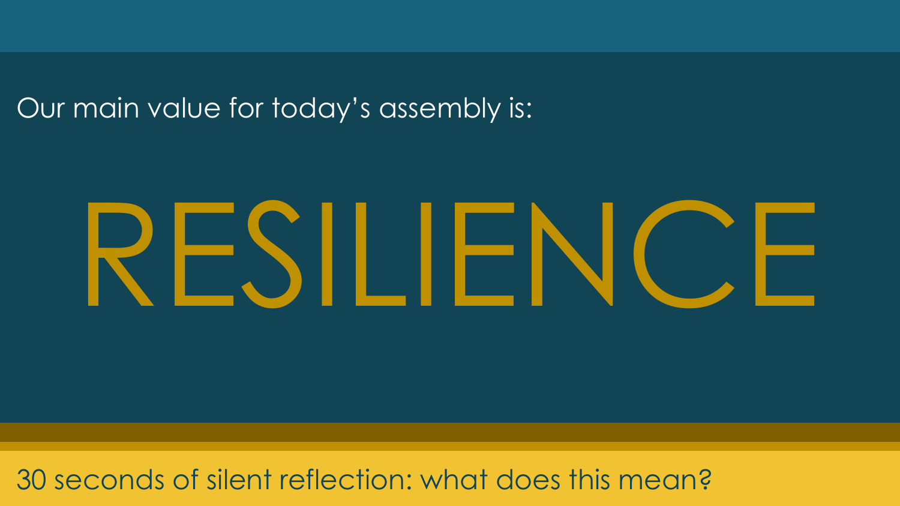Our main value for today's assembly is:

# RESILIENCE

30 seconds of silent reflection: what does this mean?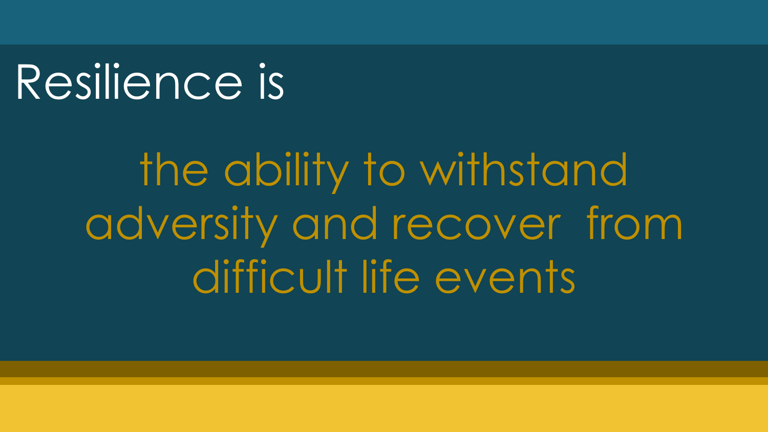# Resilience is

the ability to withstand adversity and recover from difficult life events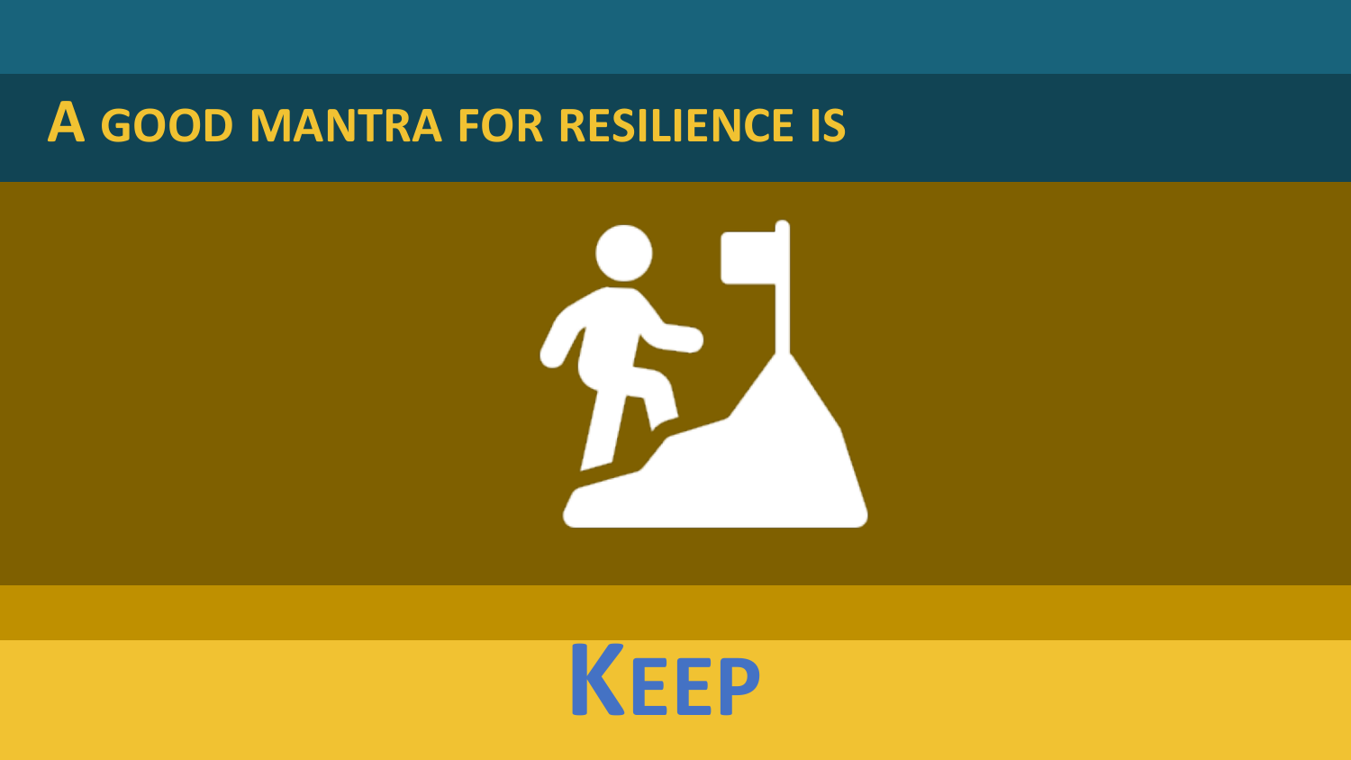# A good mantra for resilience is

**Keep**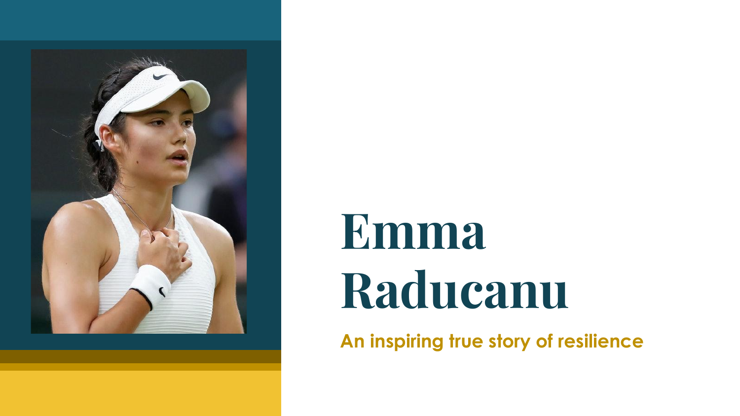# Emma Raducanu

**An inspiring true story of resilience**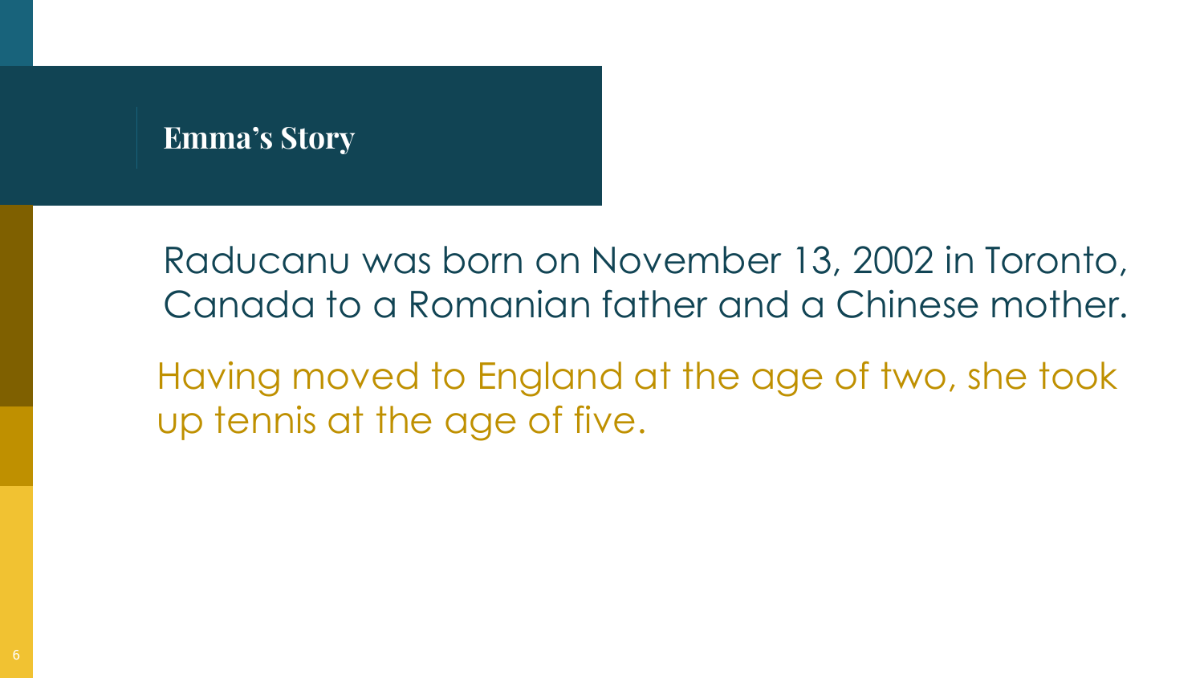## Emma’s Story

Raducanu was born on November 13, 2002 in Toronto, Canada to a Romanian father and a Chinese mother.

Having moved to England at the age of two, she took up tennis at the age of five.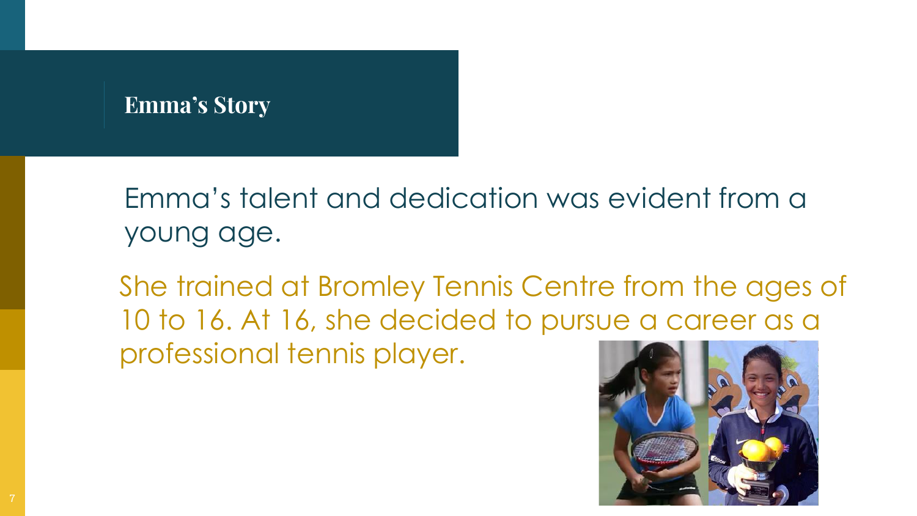# Emma's Story

Emma's talent and dedication was evident from a young age.

She trained at Bromley Tennis Centre from the ages of 10 to 16. At 16, she decided to pursue a career as a professional tennis player.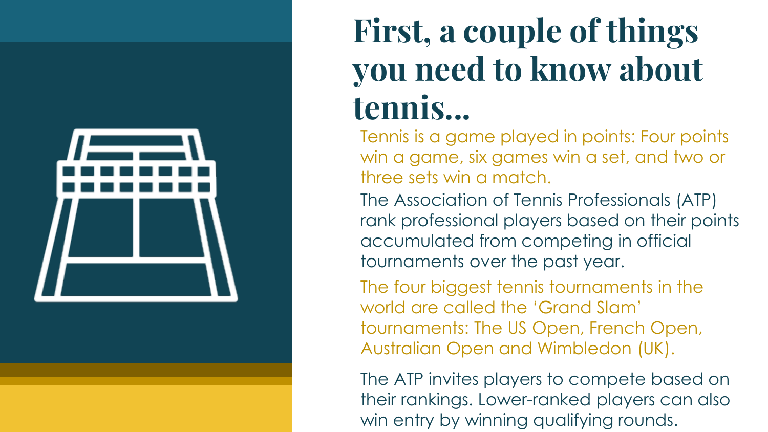# First, a couple of things you need to know about tennis...

Tennis is a game played in points: Four points win a game, six games win a set, and two or three sets win a match.

The Association of Tennis Professionals (ATP) rank professional players based on their points accumulated from competing in official tournaments over the past year.

The four biggest tennis tournaments in the world are called the 'Grand Slam' tournaments: The US Open, French Open, Australian Open and Wimbledon (UK).

The ATP invites players to compete based on their rankings. Lower-ranked players can also win entry by winning qualifying rounds.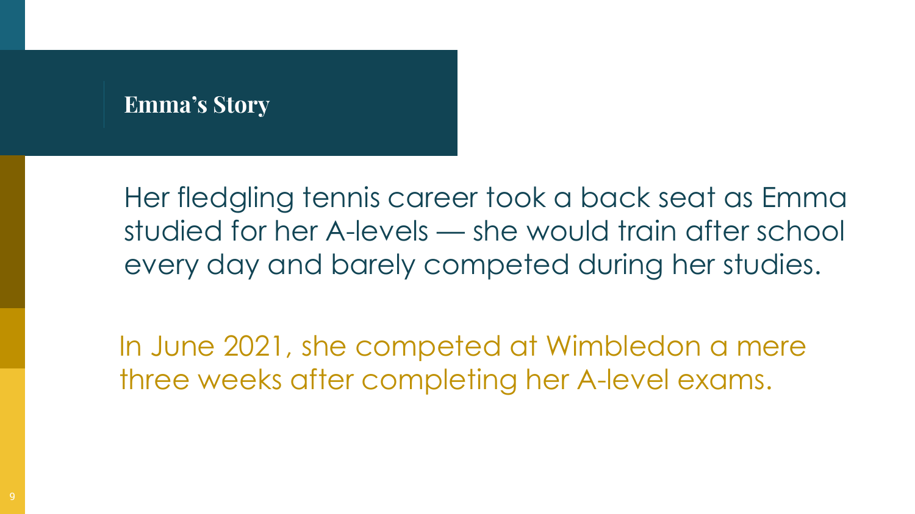## Emma's Story

Her fledgling tennis career took a back seat as Emma studied for her A-levels — she would train after school every day and barely competed during her studies.

In June 2021, she competed at Wimbledon a mere three weeks after completing her A-level exams.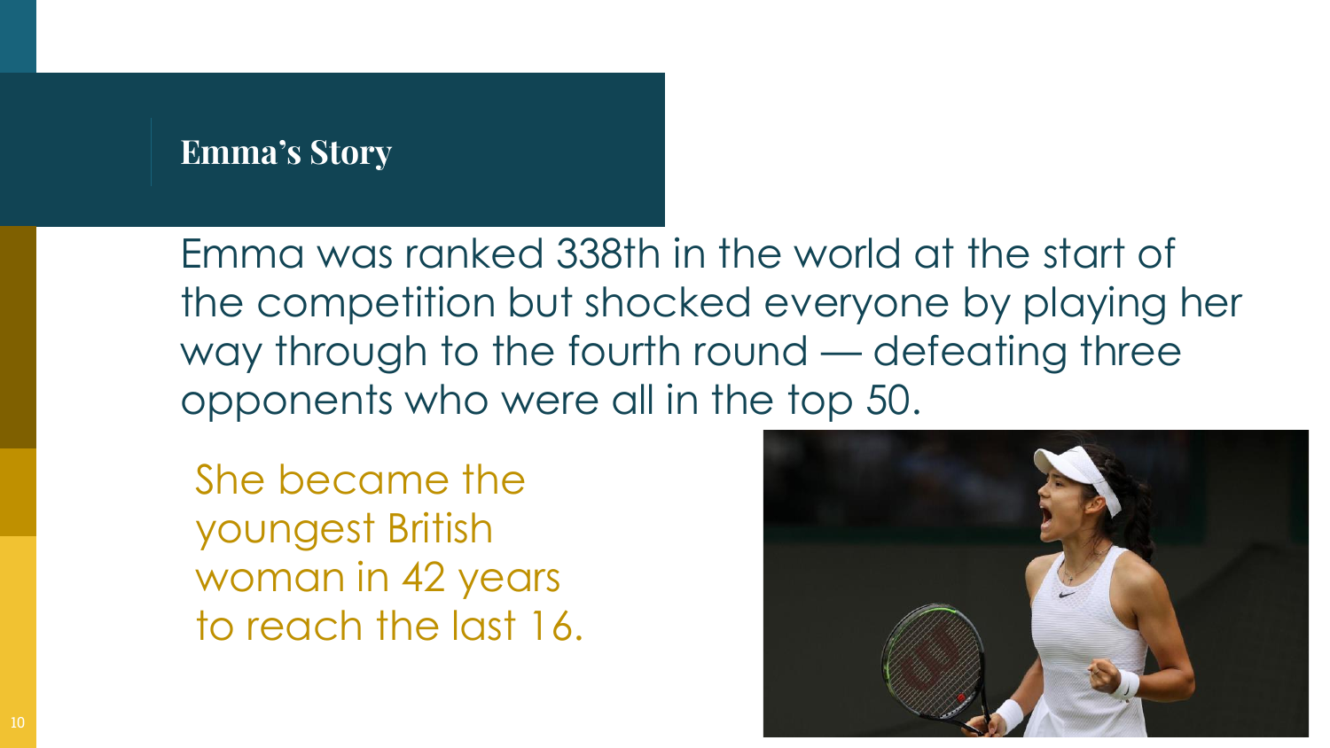## Emma's Story

Emma was ranked 338th in the world at the start of the competition but shocked everyone by playing her way through to the fourth round — defeating three opponents who were all in the top 50.

She became the youngest British woman in 42 years to reach the last 16.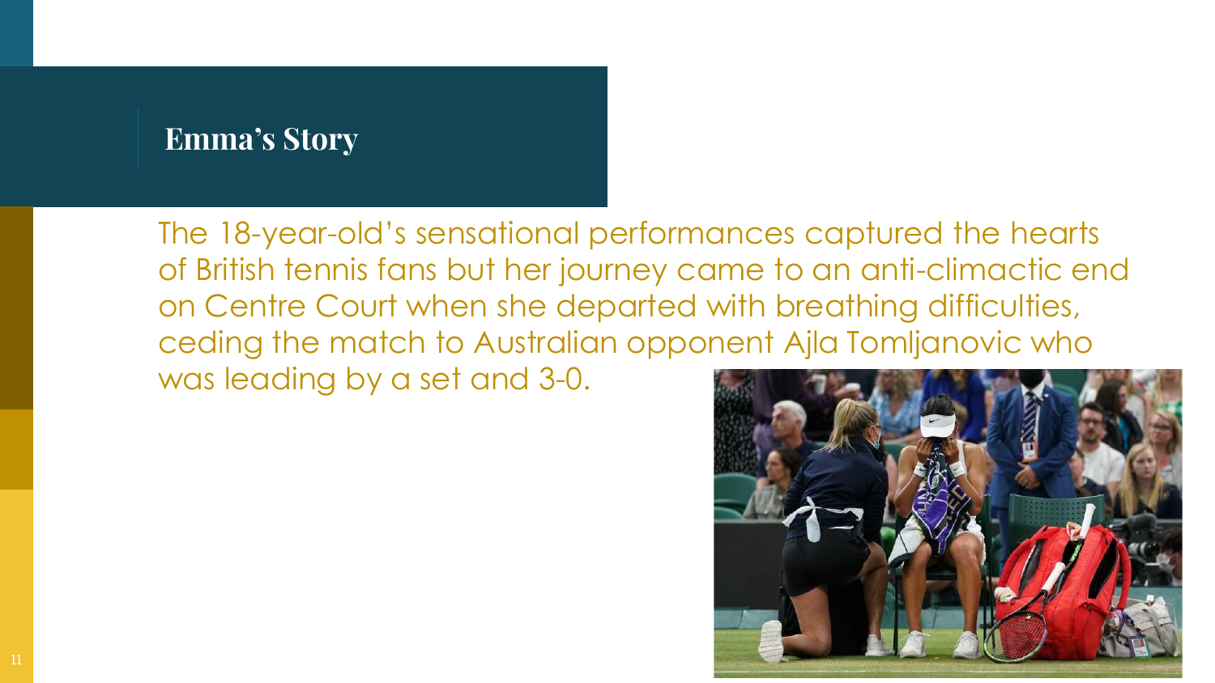# Emma’s Story

The 18-year-old’s sensational performances captured the hearts of British tennis fans but her journey came to an anti-climactic end on Centre Court when she departed with breathing difficulties, ceding the match to Australian opponent Ajla Tomljanovic who was leading by a set and 3-0.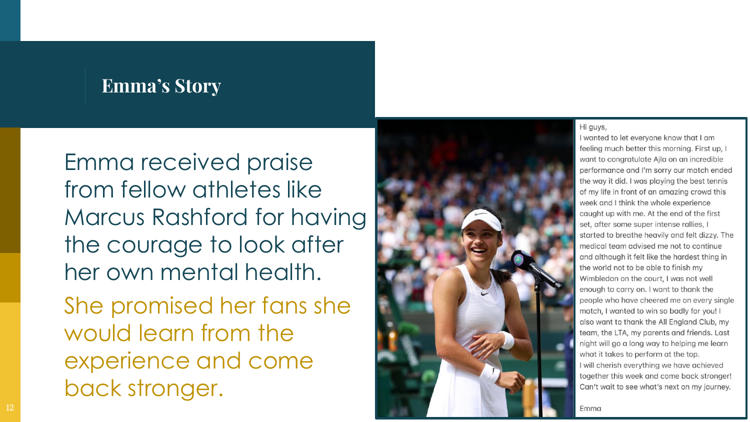# Emma's Story

Emma received praise from fellow athletes like Marcus Rashford for having the courage to look after her own mental health.

She promised her fans she would learn from the experience and come back stronger.

Hi guys,

I wanted to let everyone know that I am feeling much better this morning. First up, I want to congratulate Ajla on an incredible performance and I'm sorry our match ended the way it did. I was playing the best tennis of my life in front of an amazing crowd this week and I think the whole experience caught up with me. At the end of the first set, after some super intense rallies, I started to breathe heavily and felt dizzy. The medical team advised me not to continue and although it felt like the hardest thing in the world not to be able to finish my Wimbledon on the court, I was not well enough to carry on. I want to thank the people who have cheered me on every single match, I wanted to win so badly for you! I also want to thank the All England Club, my team, the LTA, my parents and friends. Last night will go a long way to helping me learn what it takes to perform at the top.

I will cherish everything we have achieved together this week and come back stronger! Can't wait to see what's next on my journey.

Emma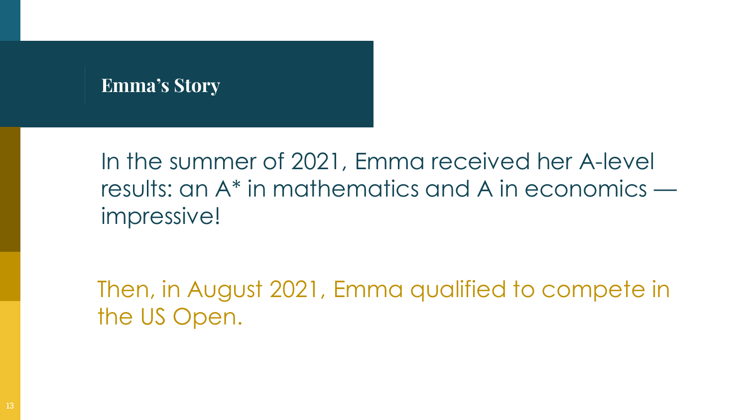## Emma's Story

In the summer of 2021, Emma received her A-level results: an A* in mathematics and A in economics — impressive!

Then, in August 2021, Emma qualified to compete in the US Open.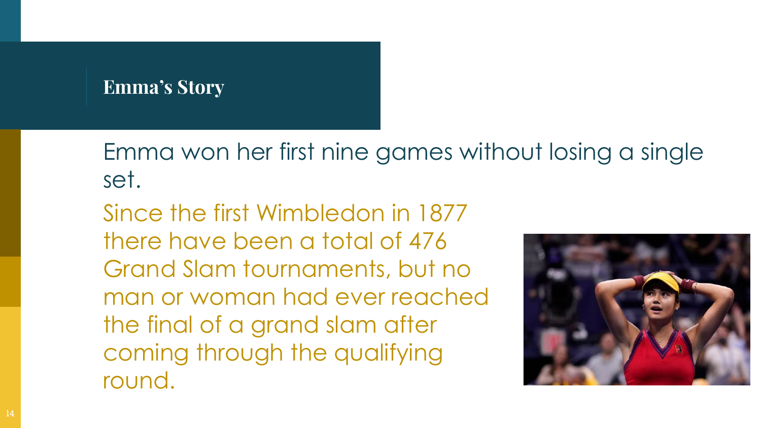# Emma’s Story

Emma won her first nine games without losing a single set.

Since the first Wimbledon in 1877 there have been a total of 476 Grand Slam tournaments, but no man or woman had ever reached the final of a grand slam after coming through the qualifying round.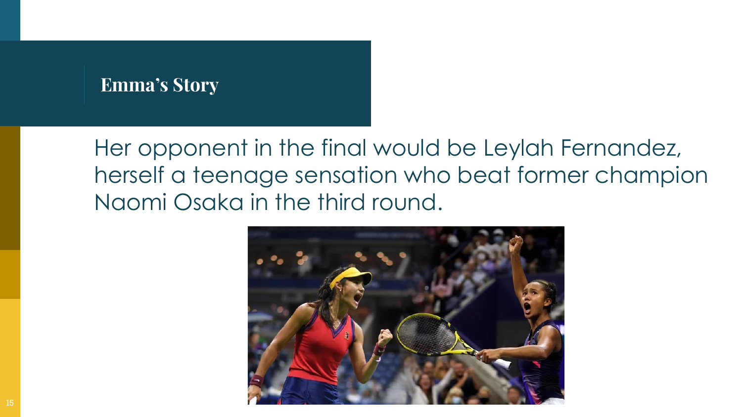## Emma's Story

Her opponent in the final would be Leylah Fernandez, herself a teenage sensation who beat former champion Naomi Osaka in the third round.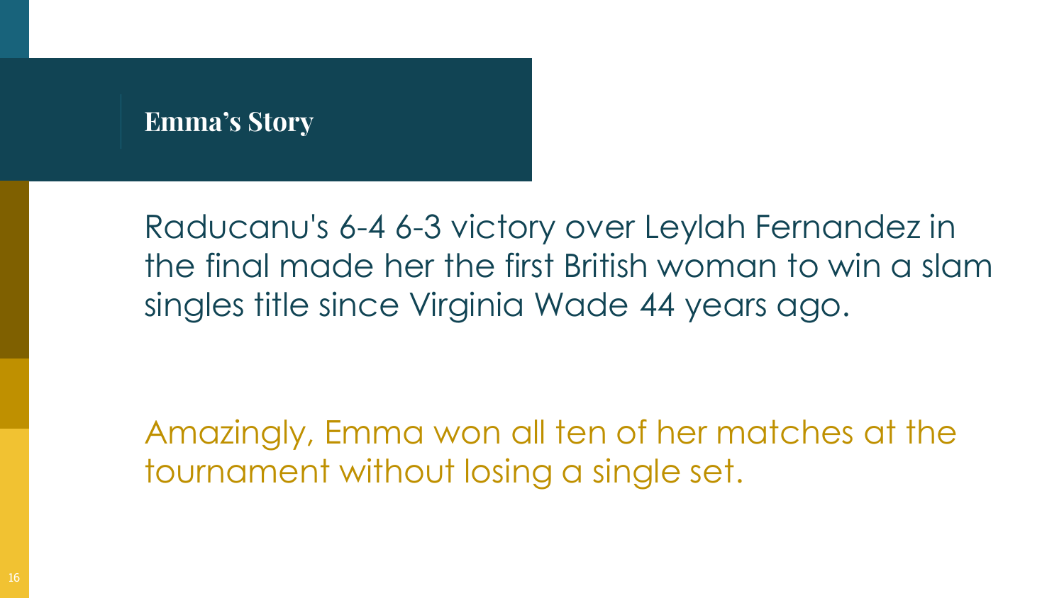# Emma's Story

Raducanu's 6-4 6-3 victory over Leylah Fernandez in the final made her the first British woman to win a slam singles title since Virginia Wade 44 years ago.

Amazingly, Emma won all ten of her matches at the tournament without losing a single set.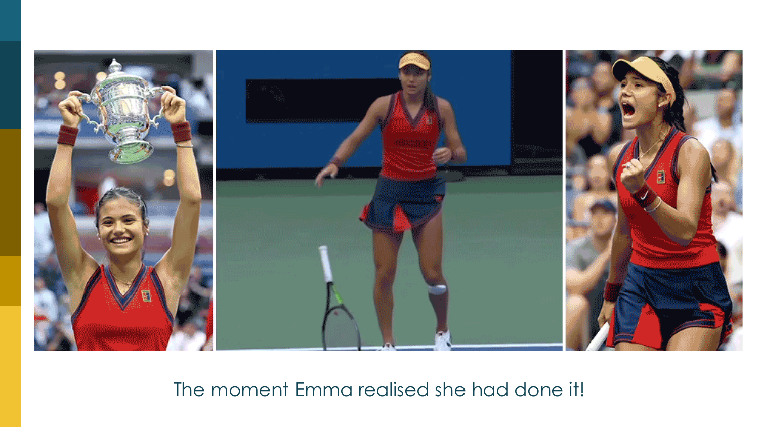The moment Emma realised she had done it!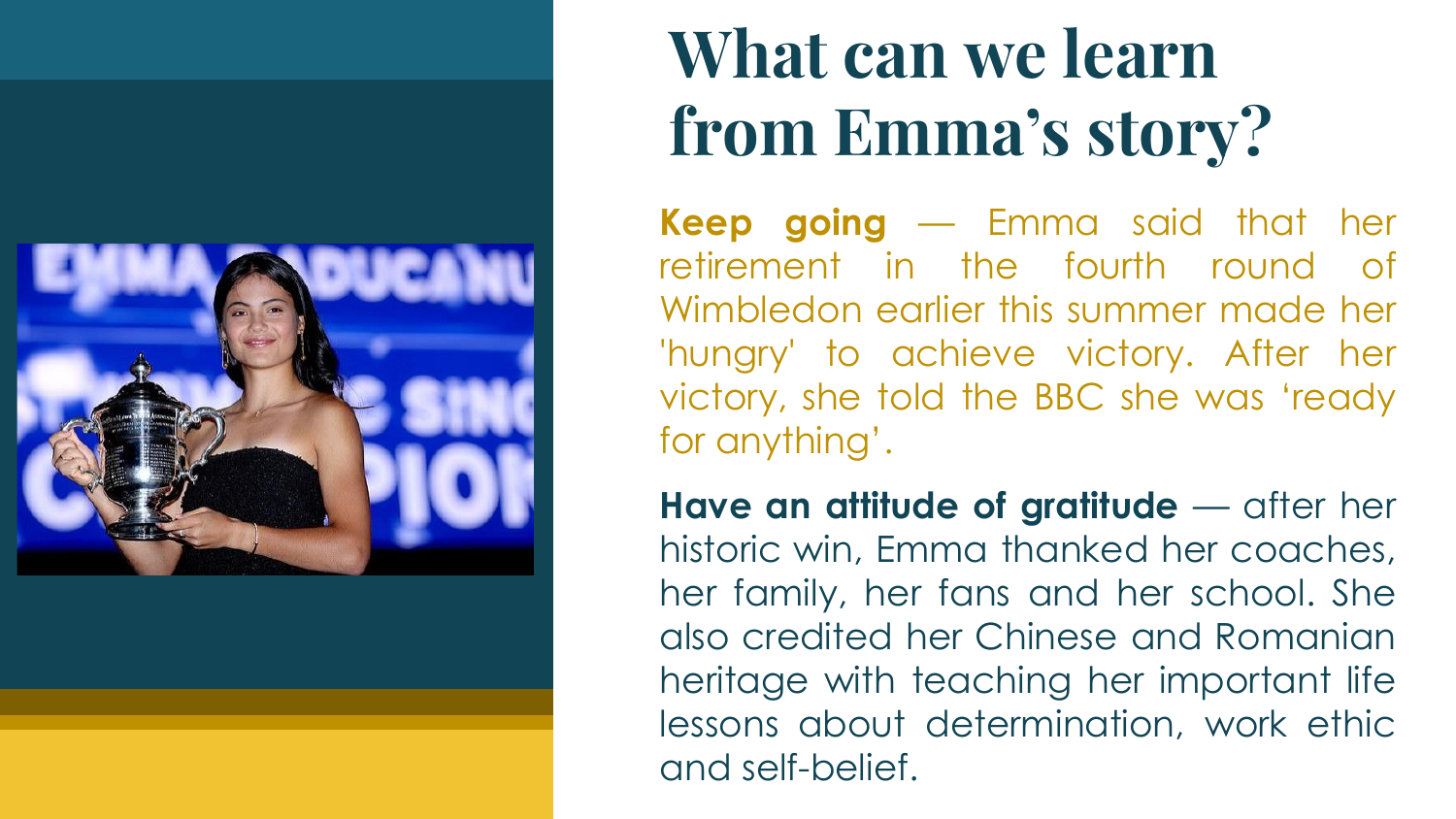# What can we learn from Emma's story?

**Keep going** — Emma said that her retirement in the fourth round of Wimbledon earlier this summer made her 'hungry' to achieve victory. After her victory, she told the BBC she was 'ready for anything'.

**Have an attitude of gratitude** — after her historic win, Emma thanked her coaches, her family, her fans and her school. She also credited her Chinese and Romanian heritage with teaching her important life lessons about determination, work ethic and self-belief.